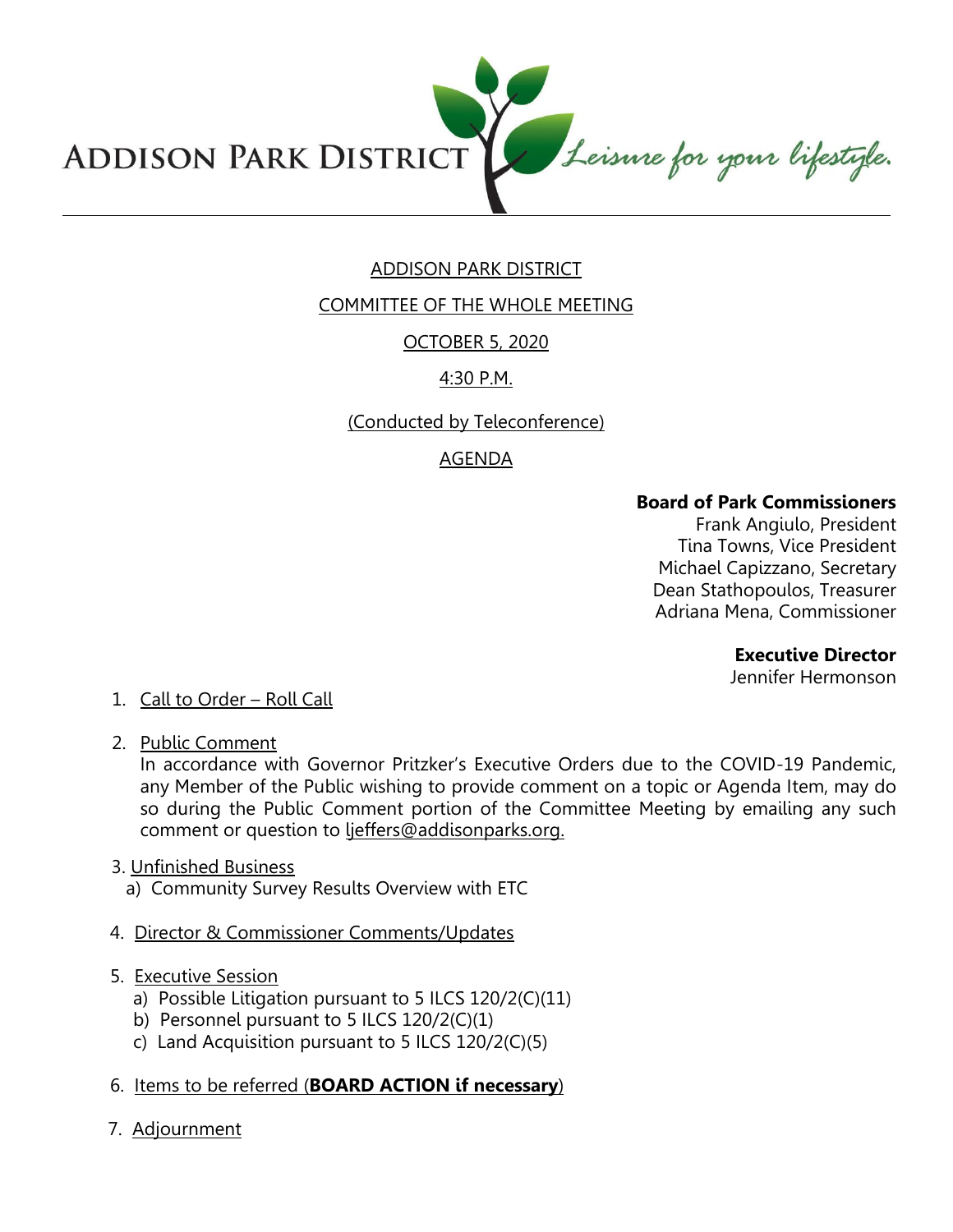ADDISON PARK DISTRICT *Leisure for your lifestyle.*

# ADDISON PARK DISTRICT

## COMMITTEE OF THE WHOLE MEETING

## OCTOBER 5, 2020

## 4:30 P.M.

(Conducted by Teleconference)

## AGENDA

**Board of Park Commissioners**
Frank Angiulo, President
Tina Towns, Vice President
Michael Capizzano, Secretary
Dean Stathopoulos, Treasurer
Adriana Mena, Commissioner

**Executive Director**
Jennifer Hermonson

1. Call to Order – Roll Call

2. Public Comment
   In accordance with Governor Pritzker's Executive Orders due to the COVID-19 Pandemic, any Member of the Public wishing to provide comment on a topic or Agenda Item, may do so during the Public Comment portion of the Committee Meeting by emailing any such comment or question to ljeffers@addisonparks.org.

3. Unfinished Business
   a) Community Survey Results Overview with ETC

4. Director & Commissioner Comments/Updates

5. Executive Session
   a) Possible Litigation pursuant to 5 ILCS 120/2(C)(11)
   b) Personnel pursuant to 5 ILCS 120/2(C)(1)
   c) Land Acquisition pursuant to 5 ILCS 120/2(C)(5)

6. Items to be referred (**BOARD ACTION if necessary**)

7. Adjournment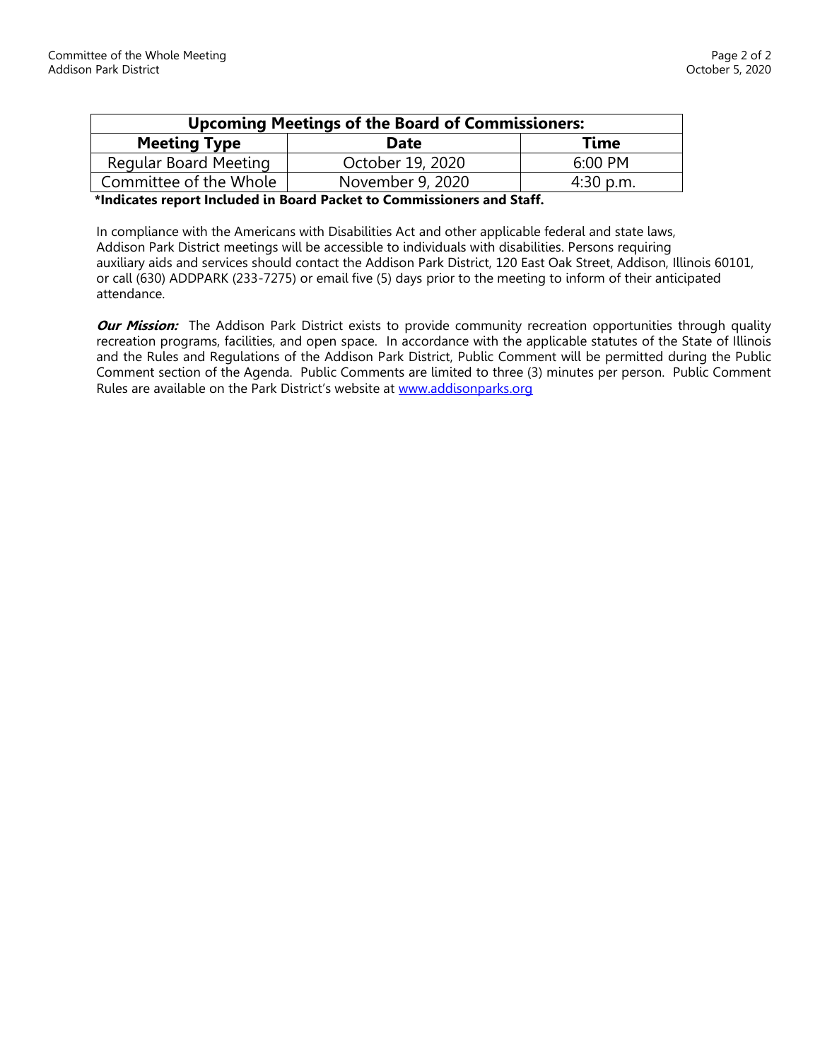| Upcoming Meetings of the Board of Commissioners: | | |
|---|---|---|
| **Meeting Type** | **Date** | **Time** |
| Regular Board Meeting | October 19, 2020 | 6:00 PM |
| Committee of the Whole | November 9, 2020 | 4:30 p.m. |

**\*Indicates report Included in Board Packet to Commissioners and Staff.**

In compliance with the Americans with Disabilities Act and other applicable federal and state laws, Addison Park District meetings will be accessible to individuals with disabilities. Persons requiring auxiliary aids and services should contact the Addison Park District, 120 East Oak Street, Addison, Illinois 60101, or call (630) ADDPARK (233-7275) or email five (5) days prior to the meeting to inform of their anticipated attendance.

***Our Mission:*** The Addison Park District exists to provide community recreation opportunities through quality recreation programs, facilities, and open space. In accordance with the applicable statutes of the State of Illinois and the Rules and Regulations of the Addison Park District, Public Comment will be permitted during the Public Comment section of the Agenda. Public Comments are limited to three (3) minutes per person. Public Comment Rules are available on the Park District's website at [www.addisonparks.org](http://www.addisonparks.org)